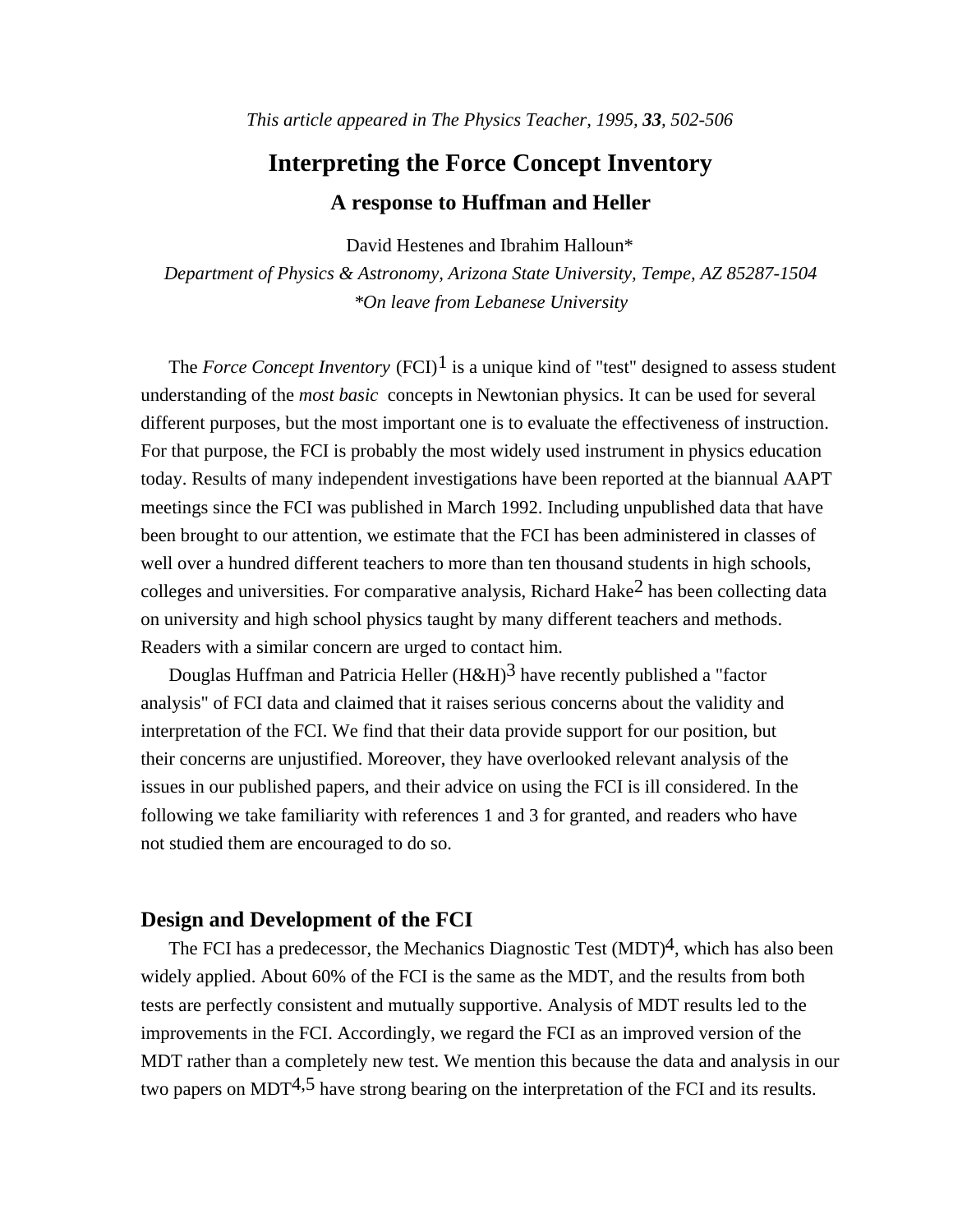*This article appeared in The Physics Teacher, 1995, **33**, 502-506*

# Interpreting the Force Concept Inventory

## A response to Huffman and Heller

David Hestenes and Ibrahim Halloun*

*Department of Physics & Astronomy, Arizona State University, Tempe, AZ 85287-1504*

*\*On leave from Lebanese University*

The *Force Concept Inventory* (FCI)[1] is a unique kind of "test" designed to assess student understanding of the *most basic* concepts in Newtonian physics. It can be used for several different purposes, but the most important one is to evaluate the effectiveness of instruction. For that purpose, the FCI is probably the most widely used instrument in physics education today. Results of many independent investigations have been reported at the biannual AAPT meetings since the FCI was published in March 1992. Including unpublished data that have been brought to our attention, we estimate that the FCI has been administered in classes of well over a hundred different teachers to more than ten thousand students in high schools, colleges and universities. For comparative analysis, Richard Hake[2] has been collecting data on university and high school physics taught by many different teachers and methods. Readers with a similar concern are urged to contact him.

Douglas Huffman and Patricia Heller (H&H)[3] have recently published a "factor analysis" of FCI data and claimed that it raises serious concerns about the validity and interpretation of the FCI. We find that their data provide support for our position, but their concerns are unjustified. Moreover, they have overlooked relevant analysis of the issues in our published papers, and their advice on using the FCI is ill considered. In the following we take familiarity with references 1 and 3 for granted, and readers who have not studied them are encouraged to do so.

### Design and Development of the FCI

The FCI has a predecessor, the Mechanics Diagnostic Test (MDT)[4], which has also been widely applied. About 60% of the FCI is the same as the MDT, and the results from both tests are perfectly consistent and mutually supportive. Analysis of MDT results led to the improvements in the FCI. Accordingly, we regard the FCI as an improved version of the MDT rather than a completely new test. We mention this because the data and analysis in our two papers on MDT[4,5] have strong bearing on the interpretation of the FCI and its results.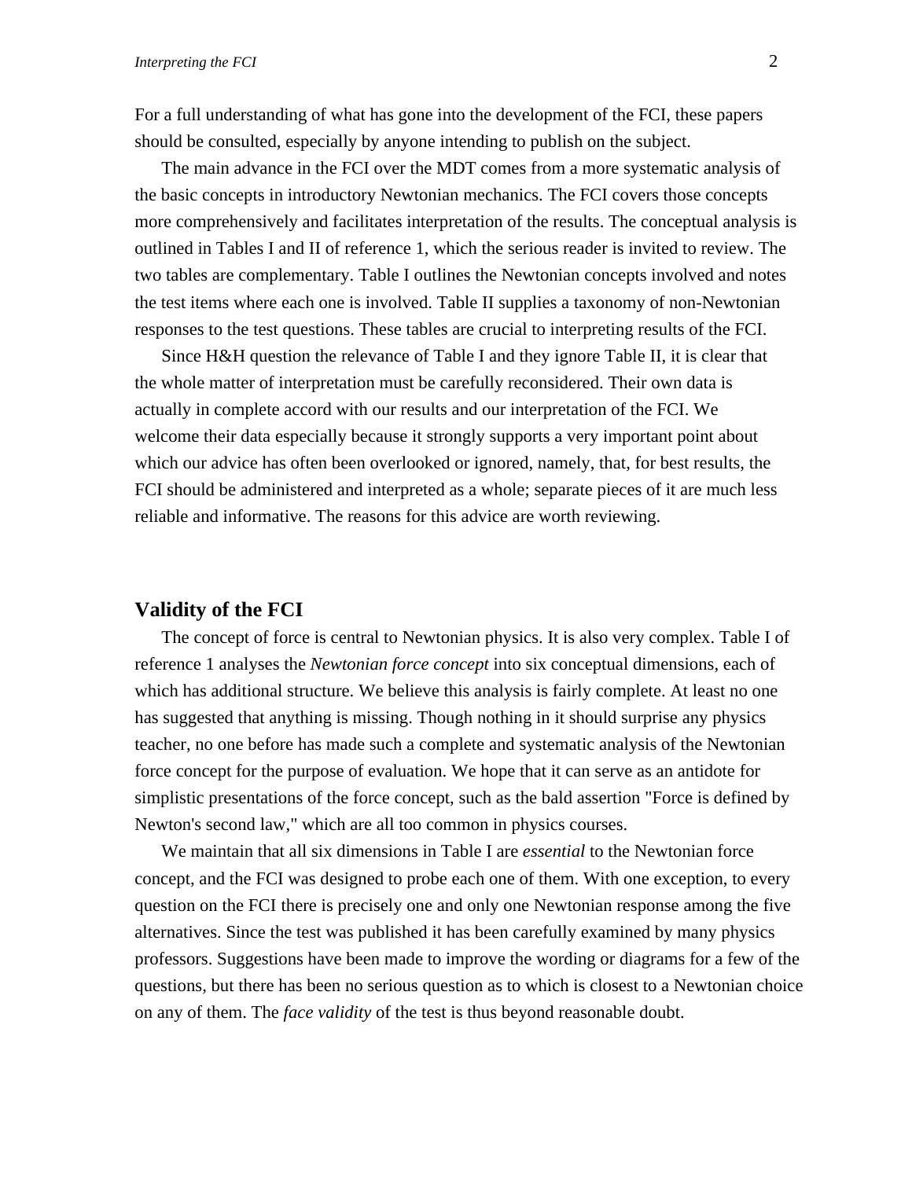For a full understanding of what has gone into the development of the FCI, these papers should be consulted, especially by anyone intending to publish on the subject.

The main advance in the FCI over the MDT comes from a more systematic analysis of the basic concepts in introductory Newtonian mechanics. The FCI covers those concepts more comprehensively and facilitates interpretation of the results. The conceptual analysis is outlined in Tables I and II of reference 1, which the serious reader is invited to review. The two tables are complementary. Table I outlines the Newtonian concepts involved and notes the test items where each one is involved. Table II supplies a taxonomy of non-Newtonian responses to the test questions. These tables are crucial to interpreting results of the FCI.

Since H&H question the relevance of Table I and they ignore Table II, it is clear that the whole matter of interpretation must be carefully reconsidered. Their own data is actually in complete accord with our results and our interpretation of the FCI. We welcome their data especially because it strongly supports a very important point about which our advice has often been overlooked or ignored, namely, that, for best results, the FCI should be administered and interpreted as a whole; separate pieces of it are much less reliable and informative. The reasons for this advice are worth reviewing.

## Validity of the FCI

The concept of force is central to Newtonian physics. It is also very complex. Table I of reference 1 analyses the *Newtonian force concept* into six conceptual dimensions, each of which has additional structure. We believe this analysis is fairly complete. At least no one has suggested that anything is missing. Though nothing in it should surprise any physics teacher, no one before has made such a complete and systematic analysis of the Newtonian force concept for the purpose of evaluation. We hope that it can serve as an antidote for simplistic presentations of the force concept, such as the bald assertion "Force is defined by Newton's second law," which are all too common in physics courses.

We maintain that all six dimensions in Table I are *essential* to the Newtonian force concept, and the FCI was designed to probe each one of them. With one exception, to every question on the FCI there is precisely one and only one Newtonian response among the five alternatives. Since the test was published it has been carefully examined by many physics professors. Suggestions have been made to improve the wording or diagrams for a few of the questions, but there has been no serious question as to which is closest to a Newtonian choice on any of them. The *face validity* of the test is thus beyond reasonable doubt.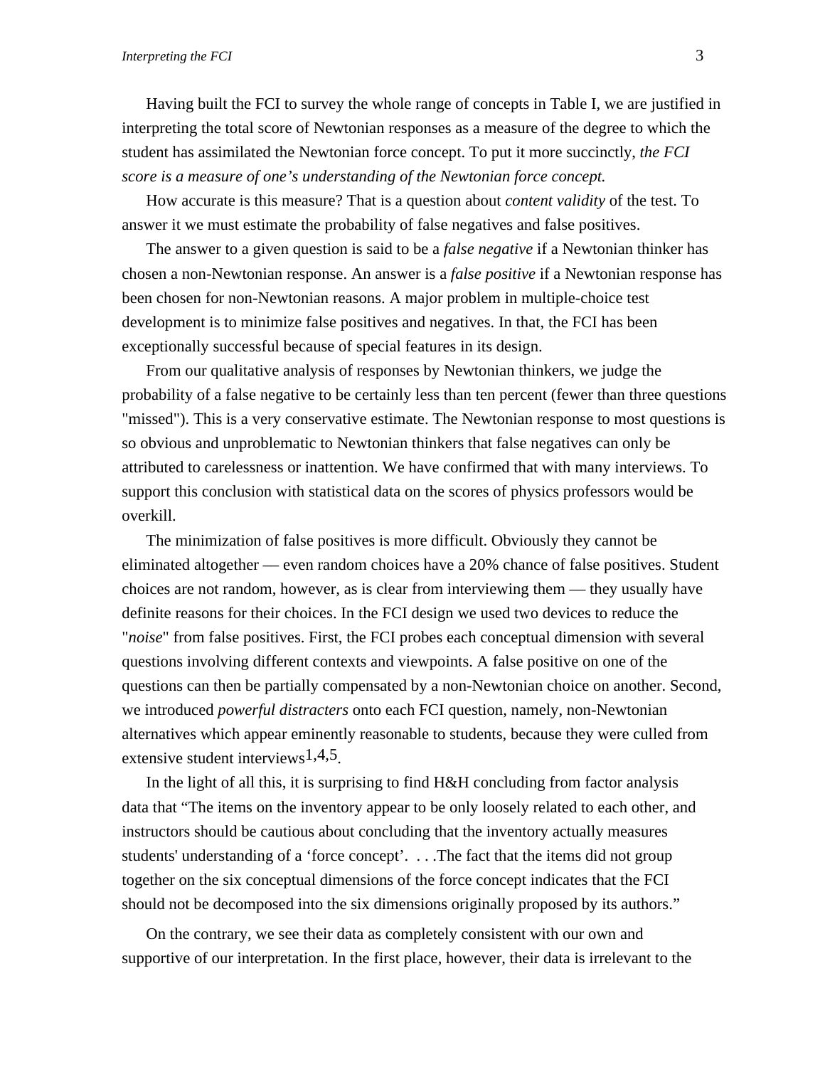Having built the FCI to survey the whole range of concepts in Table I, we are justified in interpreting the total score of Newtonian responses as a measure of the degree to which the student has assimilated the Newtonian force concept. To put it more succinctly, *the FCI score is a measure of one's understanding of the Newtonian force concept.*

How accurate is this measure? That is a question about *content validity* of the test. To answer it we must estimate the probability of false negatives and false positives.

The answer to a given question is said to be a *false negative* if a Newtonian thinker has chosen a non-Newtonian response. An answer is a *false positive* if a Newtonian response has been chosen for non-Newtonian reasons. A major problem in multiple-choice test development is to minimize false positives and negatives. In that, the FCI has been exceptionally successful because of special features in its design.

From our qualitative analysis of responses by Newtonian thinkers, we judge the probability of a false negative to be certainly less than ten percent (fewer than three questions "missed"). This is a very conservative estimate. The Newtonian response to most questions is so obvious and unproblematic to Newtonian thinkers that false negatives can only be attributed to carelessness or inattention. We have confirmed that with many interviews. To support this conclusion with statistical data on the scores of physics professors would be overkill.

The minimization of false positives is more difficult. Obviously they cannot be eliminated altogether — even random choices have a 20% chance of false positives. Student choices are not random, however, as is clear from interviewing them — they usually have definite reasons for their choices. In the FCI design we used two devices to reduce the "*noise*" from false positives. First, the FCI probes each conceptual dimension with several questions involving different contexts and viewpoints. A false positive on one of the questions can then be partially compensated by a non-Newtonian choice on another. Second, we introduced *powerful distracters* onto each FCI question, namely, non-Newtonian alternatives which appear eminently reasonable to students, because they were culled from extensive student interviews[1,4,5].

In the light of all this, it is surprising to find H&H concluding from factor analysis data that "The items on the inventory appear to be only loosely related to each other, and instructors should be cautious about concluding that the inventory actually measures students' understanding of a 'force concept'. . . .The fact that the items did not group together on the six conceptual dimensions of the force concept indicates that the FCI should not be decomposed into the six dimensions originally proposed by its authors."

On the contrary, we see their data as completely consistent with our own and supportive of our interpretation. In the first place, however, their data is irrelevant to the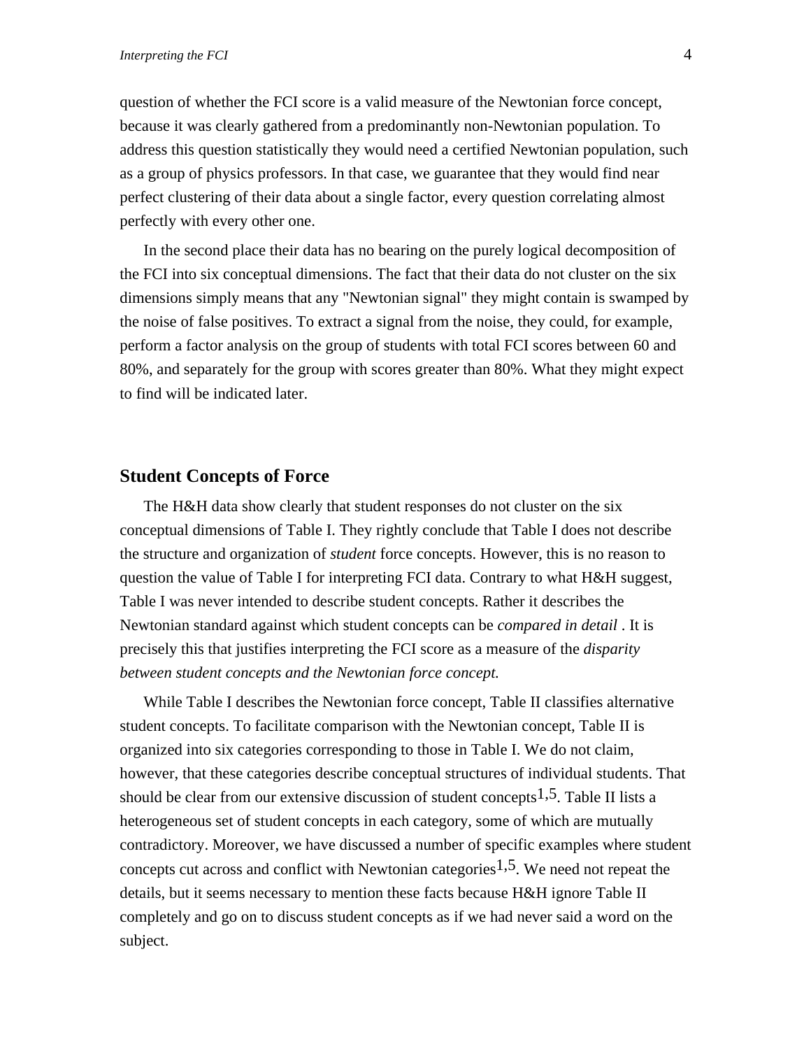question of whether the FCI score is a valid measure of the Newtonian force concept, because it was clearly gathered from a predominantly non-Newtonian population. To address this question statistically they would need a certified Newtonian population, such as a group of physics professors. In that case, we guarantee that they would find near perfect clustering of their data about a single factor, every question correlating almost perfectly with every other one.

In the second place their data has no bearing on the purely logical decomposition of the FCI into six conceptual dimensions. The fact that their data do not cluster on the six dimensions simply means that any "Newtonian signal" they might contain is swamped by the noise of false positives. To extract a signal from the noise, they could, for example, perform a factor analysis on the group of students with total FCI scores between 60 and 80%, and separately for the group with scores greater than 80%. What they might expect to find will be indicated later.

## Student Concepts of Force

The H&H data show clearly that student responses do not cluster on the six conceptual dimensions of Table I. They rightly conclude that Table I does not describe the structure and organization of *student* force concepts. However, this is no reason to question the value of Table I for interpreting FCI data. Contrary to what H&H suggest, Table I was never intended to describe student concepts. Rather it describes the Newtonian standard against which student concepts can be *compared in detail* . It is precisely this that justifies interpreting the FCI score as a measure of the *disparity between student concepts and the Newtonian force concept.*

While Table I describes the Newtonian force concept, Table II classifies alternative student concepts. To facilitate comparison with the Newtonian concept, Table II is organized into six categories corresponding to those in Table I. We do not claim, however, that these categories describe conceptual structures of individual students. That should be clear from our extensive discussion of student concepts[1,5]. Table II lists a heterogeneous set of student concepts in each category, some of which are mutually contradictory. Moreover, we have discussed a number of specific examples where student concepts cut across and conflict with Newtonian categories[1,5]. We need not repeat the details, but it seems necessary to mention these facts because H&H ignore Table II completely and go on to discuss student concepts as if we had never said a word on the subject.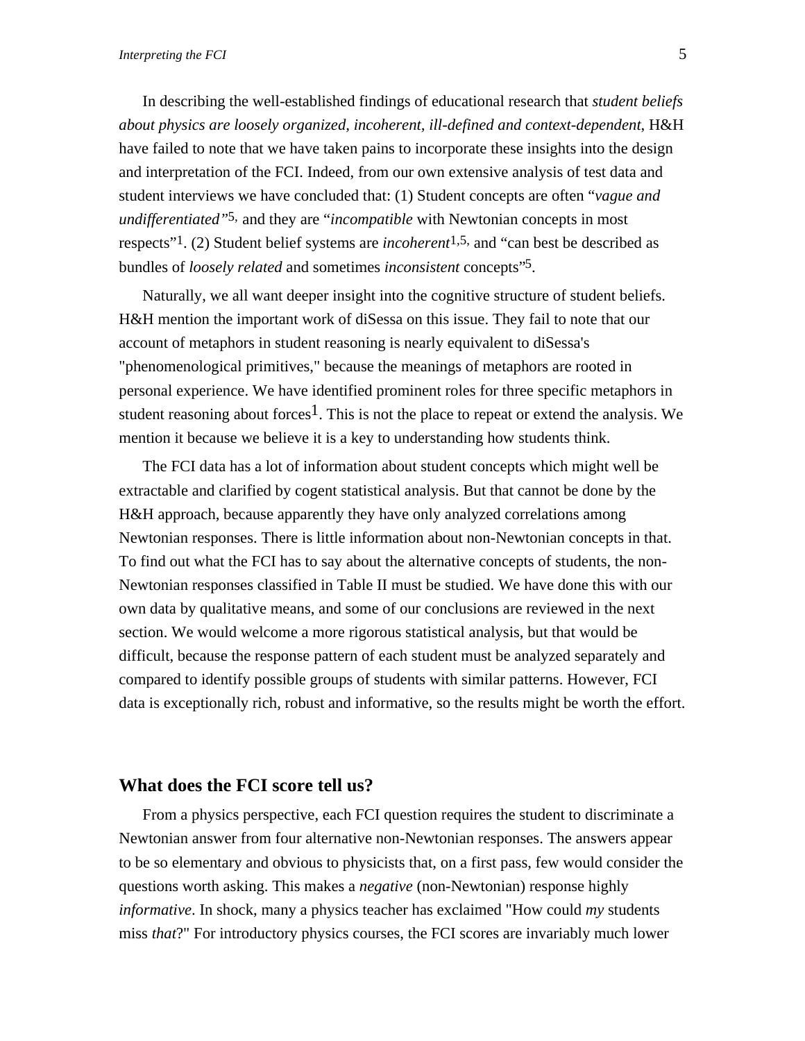In describing the well-established findings of educational research that *student beliefs about physics are loosely organized, incoherent, ill-defined and context-dependent*, H&H have failed to note that we have taken pains to incorporate these insights into the design and interpretation of the FCI. Indeed, from our own extensive analysis of test data and student interviews we have concluded that: (1) Student concepts are often "*vague and undifferentiated*"[5], and they are "*incompatible* with Newtonian concepts in most respects"[1]. (2) Student belief systems are *incoherent*[1,5], and "can best be described as bundles of *loosely related* and sometimes *inconsistent* concepts"[5].

Naturally, we all want deeper insight into the cognitive structure of student beliefs. H&H mention the important work of diSessa on this issue. They fail to note that our account of metaphors in student reasoning is nearly equivalent to diSessa's "phenomenological primitives," because the meanings of metaphors are rooted in personal experience. We have identified prominent roles for three specific metaphors in student reasoning about forces[1]. This is not the place to repeat or extend the analysis. We mention it because we believe it is a key to understanding how students think.

The FCI data has a lot of information about student concepts which might well be extractable and clarified by cogent statistical analysis. But that cannot be done by the H&H approach, because apparently they have only analyzed correlations among Newtonian responses. There is little information about non-Newtonian concepts in that. To find out what the FCI has to say about the alternative concepts of students, the non-Newtonian responses classified in Table II must be studied. We have done this with our own data by qualitative means, and some of our conclusions are reviewed in the next section. We would welcome a more rigorous statistical analysis, but that would be difficult, because the response pattern of each student must be analyzed separately and compared to identify possible groups of students with similar patterns. However, FCI data is exceptionally rich, robust and informative, so the results might be worth the effort.

## What does the FCI score tell us?

From a physics perspective, each FCI question requires the student to discriminate a Newtonian answer from four alternative non-Newtonian responses. The answers appear to be so elementary and obvious to physicists that, on a first pass, few would consider the questions worth asking. This makes a *negative* (non-Newtonian) response highly *informative*. In shock, many a physics teacher has exclaimed "How could *my* students miss *that*?" For introductory physics courses, the FCI scores are invariably much lower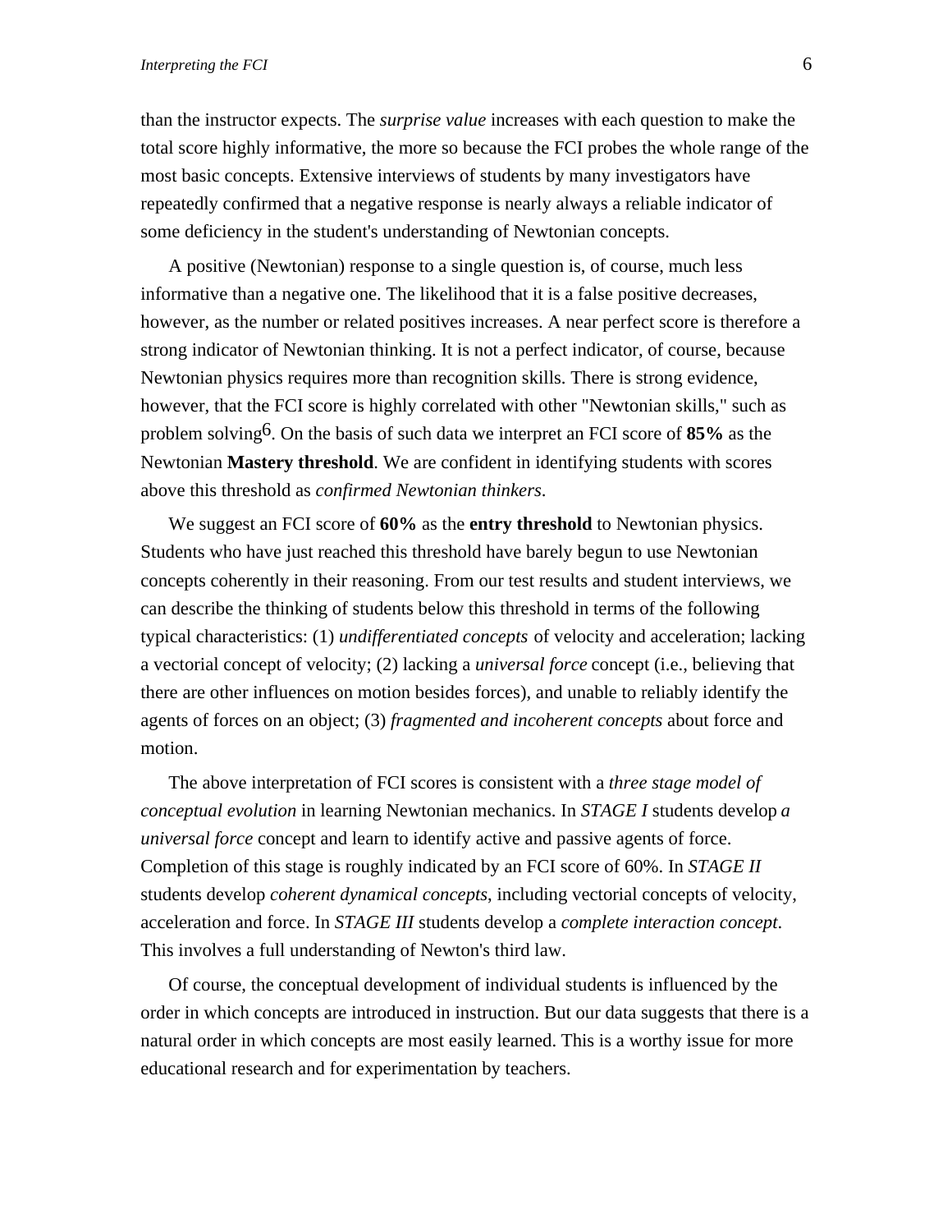than the instructor expects. The *surprise value* increases with each question to make the total score highly informative, the more so because the FCI probes the whole range of the most basic concepts. Extensive interviews of students by many investigators have repeatedly confirmed that a negative response is nearly always a reliable indicator of some deficiency in the student's understanding of Newtonian concepts.

A positive (Newtonian) response to a single question is, of course, much less informative than a negative one. The likelihood that it is a false positive decreases, however, as the number or related positives increases. A near perfect score is therefore a strong indicator of Newtonian thinking. It is not a perfect indicator, of course, because Newtonian physics requires more than recognition skills. There is strong evidence, however, that the FCI score is highly correlated with other "Newtonian skills," such as problem solving[6]. On the basis of such data we interpret an FCI score of **85%** as the Newtonian **Mastery threshold**. We are confident in identifying students with scores above this threshold as *confirmed Newtonian thinkers*.

We suggest an FCI score of **60%** as the **entry threshold** to Newtonian physics. Students who have just reached this threshold have barely begun to use Newtonian concepts coherently in their reasoning. From our test results and student interviews, we can describe the thinking of students below this threshold in terms of the following typical characteristics: (1) *undifferentiated concepts* of velocity and acceleration; lacking a vectorial concept of velocity; (2) lacking a *universal force* concept (i.e., believing that there are other influences on motion besides forces), and unable to reliably identify the agents of forces on an object; (3) *fragmented and incoherent concepts* about force and motion.

The above interpretation of FCI scores is consistent with a *three stage model of conceptual evolution* in learning Newtonian mechanics. In *STAGE I* students develop *a universal force* concept and learn to identify active and passive agents of force. Completion of this stage is roughly indicated by an FCI score of 60%. In *STAGE II* students develop *coherent dynamical concepts*, including vectorial concepts of velocity, acceleration and force. In *STAGE III* students develop a *complete interaction concept*. This involves a full understanding of Newton's third law.

Of course, the conceptual development of individual students is influenced by the order in which concepts are introduced in instruction. But our data suggests that there is a natural order in which concepts are most easily learned. This is a worthy issue for more educational research and for experimentation by teachers.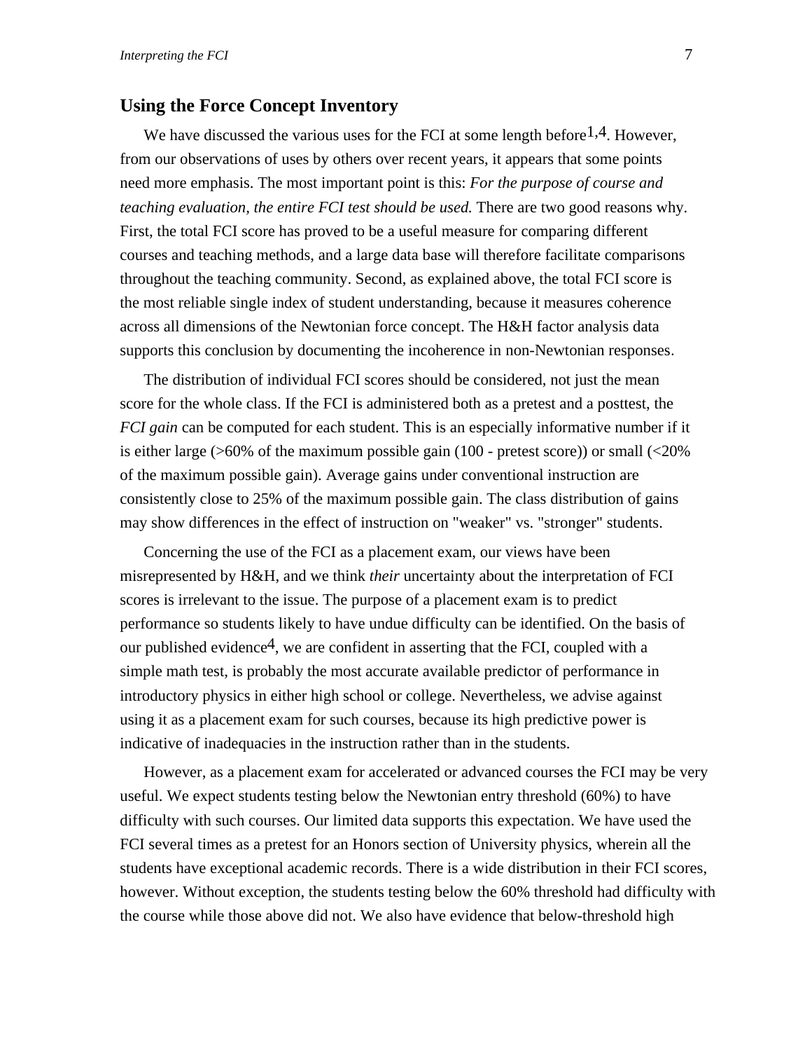## Using the Force Concept Inventory

We have discussed the various uses for the FCI at some length before[1,4]. However, from our observations of uses by others over recent years, it appears that some points need more emphasis. The most important point is this: *For the purpose of course and teaching evaluation, the entire FCI test should be used.* There are two good reasons why. First, the total FCI score has proved to be a useful measure for comparing different courses and teaching methods, and a large data base will therefore facilitate comparisons throughout the teaching community. Second, as explained above, the total FCI score is the most reliable single index of student understanding, because it measures coherence across all dimensions of the Newtonian force concept. The H&H factor analysis data supports this conclusion by documenting the incoherence in non-Newtonian responses.

The distribution of individual FCI scores should be considered, not just the mean score for the whole class. If the FCI is administered both as a pretest and a posttest, the *FCI gain* can be computed for each student. This is an especially informative number if it is either large (>60% of the maximum possible gain (100 - pretest score)) or small (<20% of the maximum possible gain). Average gains under conventional instruction are consistently close to 25% of the maximum possible gain. The class distribution of gains may show differences in the effect of instruction on "weaker" vs. "stronger" students.

Concerning the use of the FCI as a placement exam, our views have been misrepresented by H&H, and we think *their* uncertainty about the interpretation of FCI scores is irrelevant to the issue. The purpose of a placement exam is to predict performance so students likely to have undue difficulty can be identified. On the basis of our published evidence[4], we are confident in asserting that the FCI, coupled with a simple math test, is probably the most accurate available predictor of performance in introductory physics in either high school or college. Nevertheless, we advise against using it as a placement exam for such courses, because its high predictive power is indicative of inadequacies in the instruction rather than in the students.

However, as a placement exam for accelerated or advanced courses the FCI may be very useful. We expect students testing below the Newtonian entry threshold (60%) to have difficulty with such courses. Our limited data supports this expectation. We have used the FCI several times as a pretest for an Honors section of University physics, wherein all the students have exceptional academic records. There is a wide distribution in their FCI scores, however. Without exception, the students testing below the 60% threshold had difficulty with the course while those above did not. We also have evidence that below-threshold high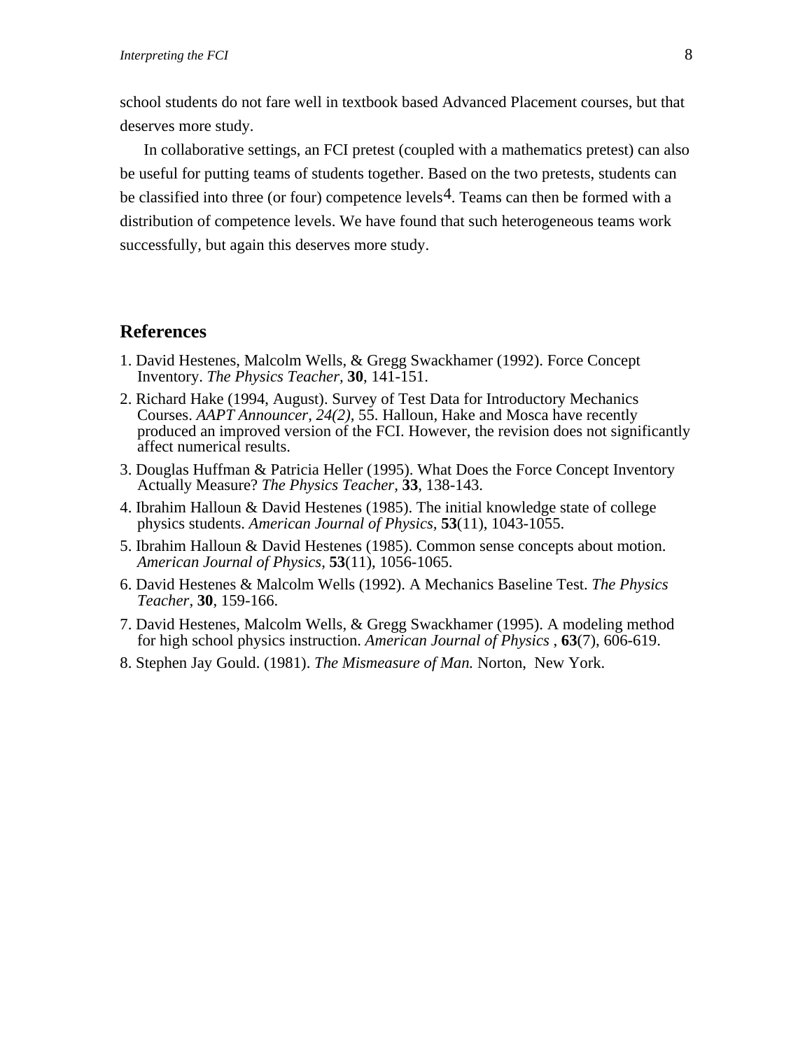school students do not fare well in textbook based Advanced Placement courses, but that deserves more study.

In collaborative settings, an FCI pretest (coupled with a mathematics pretest) can also be useful for putting teams of students together. Based on the two pretests, students can be classified into three (or four) competence levels[4]. Teams can then be formed with a distribution of competence levels. We have found that such heterogeneous teams work successfully, but again this deserves more study.

## References

1. David Hestenes, Malcolm Wells, & Gregg Swackhamer (1992). Force Concept Inventory. *The Physics Teacher*, **30**, 141-151.
2. Richard Hake (1994, August). Survey of Test Data for Introductory Mechanics Courses. *AAPT Announcer, 24(2),* 55. Halloun, Hake and Mosca have recently produced an improved version of the FCI. However, the revision does not significantly affect numerical results.
3. Douglas Huffman & Patricia Heller (1995). What Does the Force Concept Inventory Actually Measure? *The Physics Teacher*, **33**, 138-143.
4. Ibrahim Halloun & David Hestenes (1985). The initial knowledge state of college physics students. *American Journal of Physics*, **53**(11), 1043-1055.
5. Ibrahim Halloun & David Hestenes (1985). Common sense concepts about motion. *American Journal of Physics*, **53**(11), 1056-1065.
6. David Hestenes & Malcolm Wells (1992). A Mechanics Baseline Test. *The Physics Teacher*, **30**, 159-166.
7. David Hestenes, Malcolm Wells, & Gregg Swackhamer (1995). A modeling method for high school physics instruction. *American Journal of Physics* , **63**(7), 606-619.
8. Stephen Jay Gould. (1981). *The Mismeasure of Man.* Norton, New York.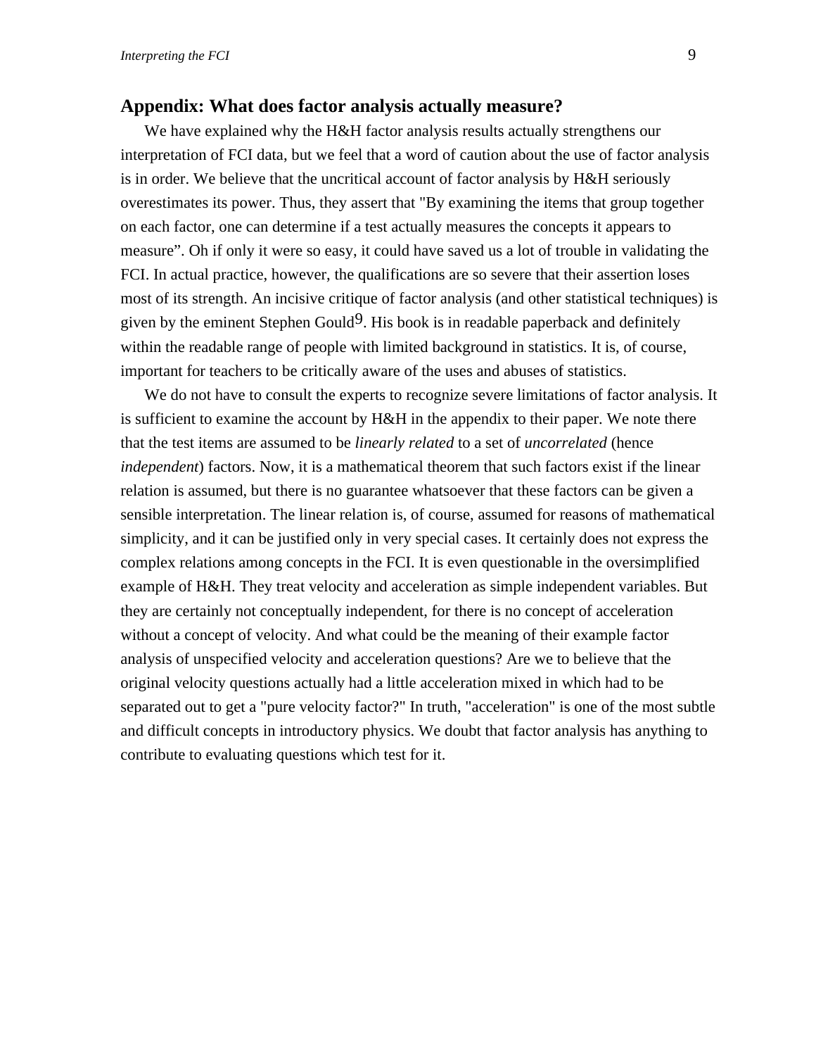## Appendix: What does factor analysis actually measure?

We have explained why the H&H factor analysis results actually strengthens our interpretation of FCI data, but we feel that a word of caution about the use of factor analysis is in order. We believe that the uncritical account of factor analysis by H&H seriously overestimates its power. Thus, they assert that "By examining the items that group together on each factor, one can determine if a test actually measures the concepts it appears to measure". Oh if only it were so easy, it could have saved us a lot of trouble in validating the FCI. In actual practice, however, the qualifications are so severe that their assertion loses most of its strength. An incisive critique of factor analysis (and other statistical techniques) is given by the eminent Stephen Gould[9]. His book is in readable paperback and definitely within the readable range of people with limited background in statistics. It is, of course, important for teachers to be critically aware of the uses and abuses of statistics.

We do not have to consult the experts to recognize severe limitations of factor analysis. It is sufficient to examine the account by H&H in the appendix to their paper. We note there that the test items are assumed to be *linearly related* to a set of *uncorrelated* (hence *independent*) factors. Now, it is a mathematical theorem that such factors exist if the linear relation is assumed, but there is no guarantee whatsoever that these factors can be given a sensible interpretation. The linear relation is, of course, assumed for reasons of mathematical simplicity, and it can be justified only in very special cases. It certainly does not express the complex relations among concepts in the FCI. It is even questionable in the oversimplified example of H&H. They treat velocity and acceleration as simple independent variables. But they are certainly not conceptually independent, for there is no concept of acceleration without a concept of velocity. And what could be the meaning of their example factor analysis of unspecified velocity and acceleration questions? Are we to believe that the original velocity questions actually had a little acceleration mixed in which had to be separated out to get a "pure velocity factor?" In truth, "acceleration" is one of the most subtle and difficult concepts in introductory physics. We doubt that factor analysis has anything to contribute to evaluating questions which test for it.